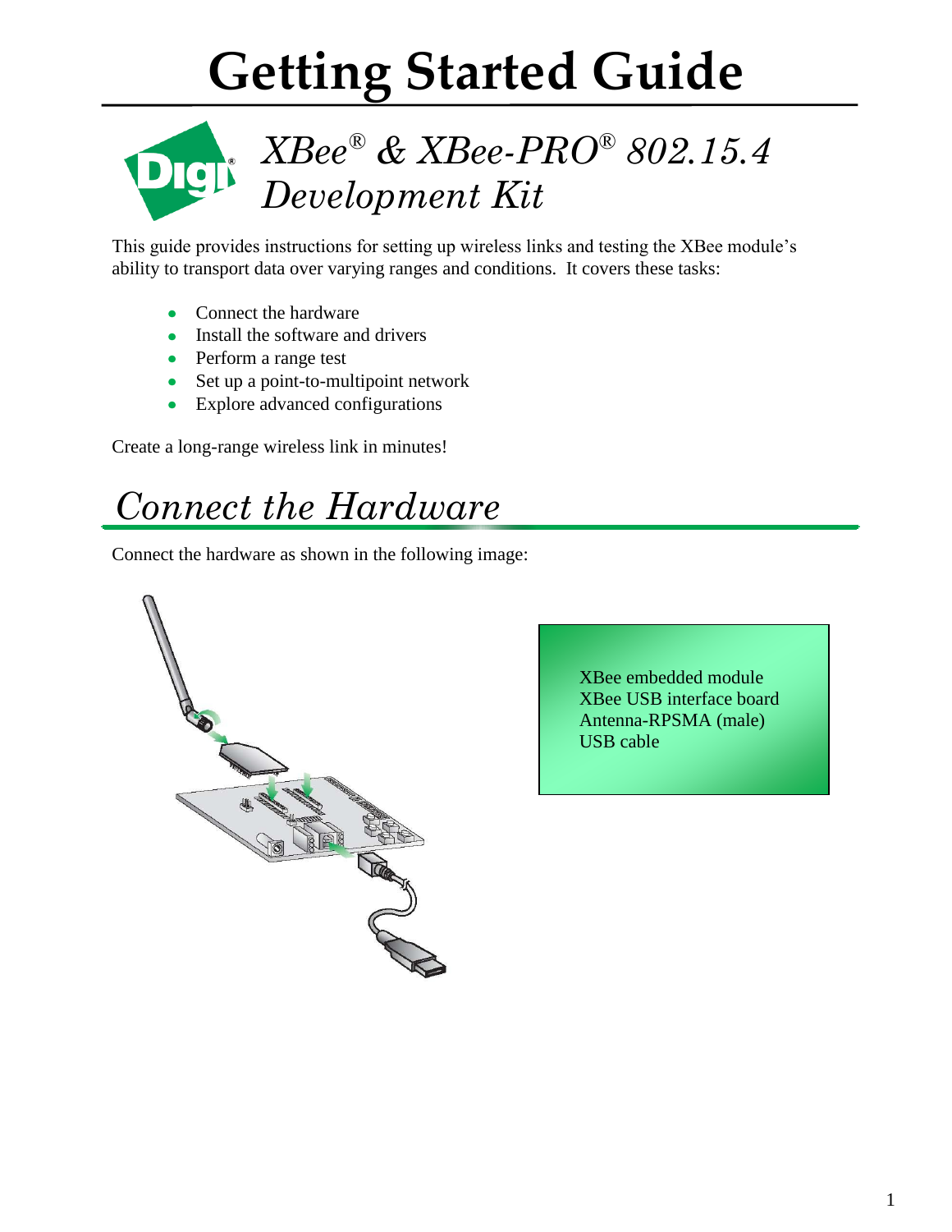# Getting Started Guide

## *XBee® & XBee-PRO® 802.15.4 Development Kit*

This guide provides instructions for setting up wireless links and testing the XBee module's ability to transport data over varying ranges and conditions. It covers these tasks:

- Connect the hardware
- Install the software and drivers
- Perform a range test
- Set up a point-to-multipoint network
- Explore advanced configurations

Create a long-range wireless link in minutes!

## *Connect the Hardware*

Connect the hardware as shown in the following image:

XBee embedded module
XBee USB interface board
Antenna-RPSMA (male)
USB cable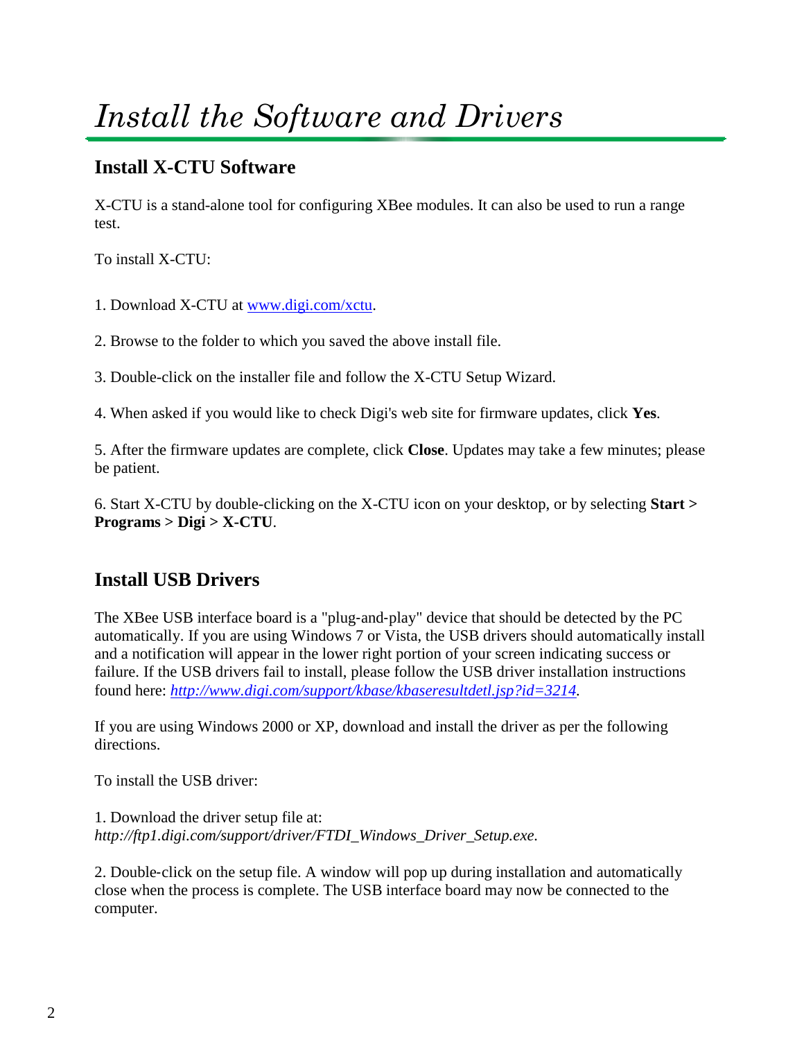# *Install the Software and Drivers*

## Install X-CTU Software

X-CTU is a stand-alone tool for configuring XBee modules. It can also be used to run a range test.

To install X-CTU:

1. Download X-CTU at [www.digi.com/xctu](www.digi.com/xctu).

2. Browse to the folder to which you saved the above install file.

3. Double-click on the installer file and follow the X-CTU Setup Wizard.

4. When asked if you would like to check Digi's web site for firmware updates, click **Yes**.

5. After the firmware updates are complete, click **Close**. Updates may take a few minutes; please be patient.

6. Start X-CTU by double-clicking on the X-CTU icon on your desktop, or by selecting **Start > Programs > Digi > X-CTU**.

## Install USB Drivers

The XBee USB interface board is a "plug-and-play" device that should be detected by the PC automatically. If you are using Windows 7 or Vista, the USB drivers should automatically install and a notification will appear in the lower right portion of your screen indicating success or failure. If the USB drivers fail to install, please follow the USB driver installation instructions found here: *[http://www.digi.com/support/kbase/kbaseresultdetl.jsp?id=3214](http://www.digi.com/support/kbase/kbaseresultdetl.jsp?id=3214)*.

If you are using Windows 2000 or XP, download and install the driver as per the following directions.

To install the USB driver:

1. Download the driver setup file at:
*http://ftp1.digi.com/support/driver/FTDI_Windows_Driver_Setup.exe.*

2. Double-click on the setup file. A window will pop up during installation and automatically close when the process is complete. The USB interface board may now be connected to the computer.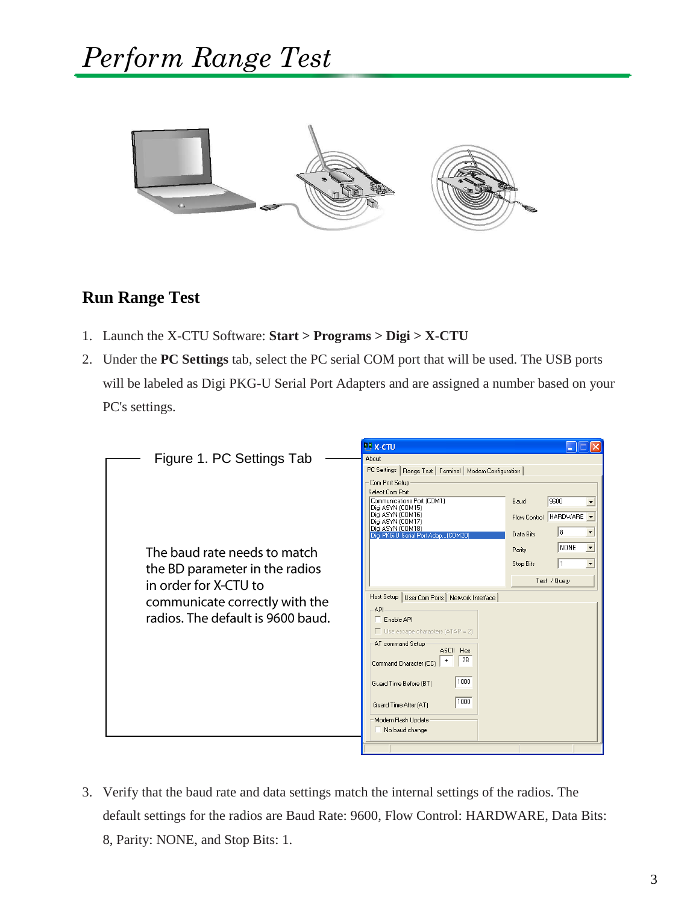# Perform Range Test

## Run Range Test

1. Launch the X-CTU Software: **Start > Programs > Digi > X-CTU**
2. Under the **PC Settings** tab, select the PC serial COM port that will be used. The USB ports will be labeled as Digi PKG-U Serial Port Adapters and are assigned a number based on your PC's settings.

Figure 1. PC Settings Tab

The baud rate needs to match the BD parameter in the radios in order for X-CTU to communicate correctly with the radios. The default is 9600 baud.

3. Verify that the baud rate and data settings match the internal settings of the radios. The default settings for the radios are Baud Rate: 9600, Flow Control: HARDWARE, Data Bits: 8, Parity: NONE, and Stop Bits: 1.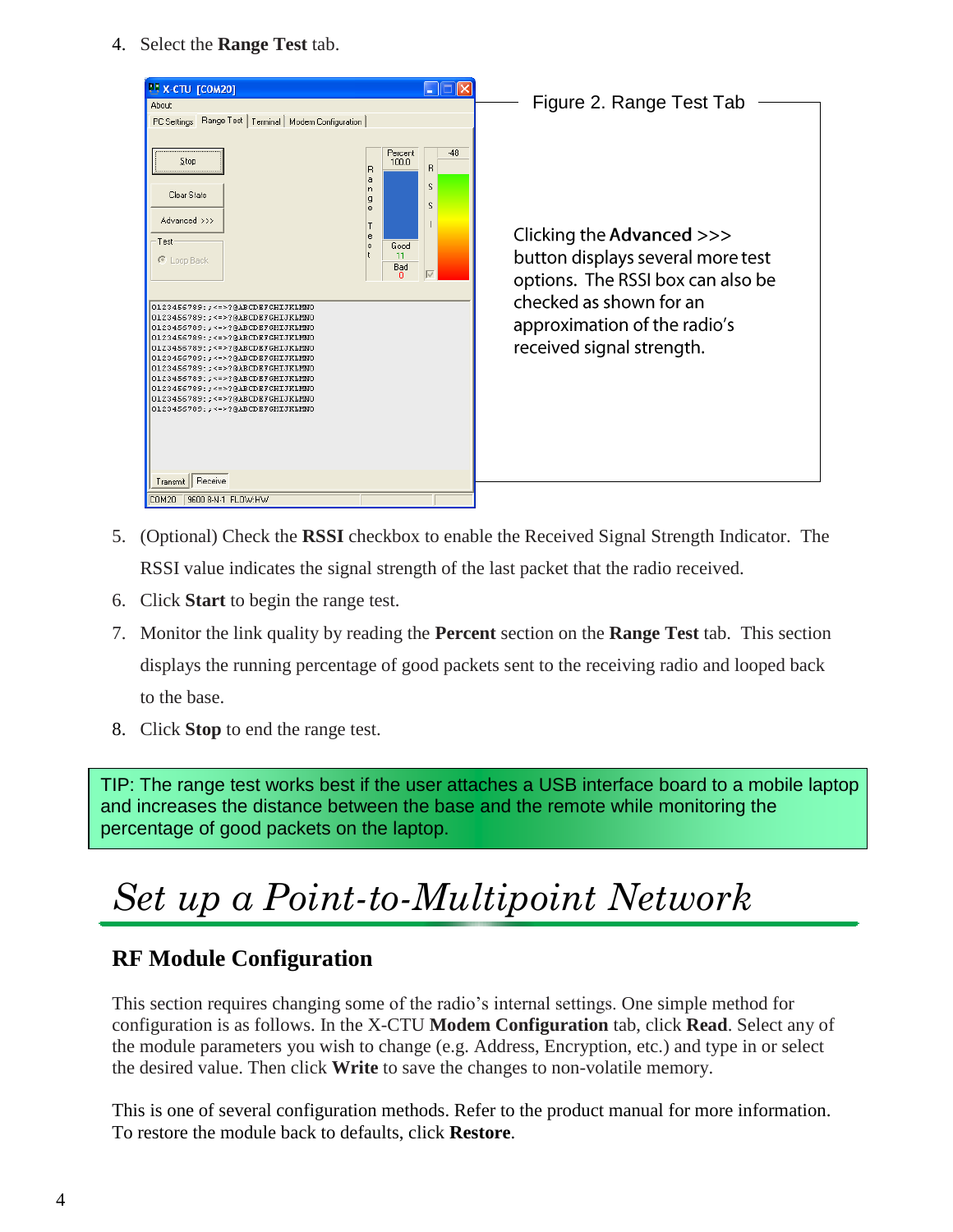4. Select the **Range Test** tab.

Figure 2. Range Test Tab

Clicking the **Advanced** >>> button displays several more test options. The RSSI box can also be checked as shown for an approximation of the radio's received signal strength.

5. (Optional) Check the **RSSI** checkbox to enable the Received Signal Strength Indicator. The RSSI value indicates the signal strength of the last packet that the radio received.
6. Click **Start** to begin the range test.
7. Monitor the link quality by reading the **Percent** section on the **Range Test** tab. This section displays the running percentage of good packets sent to the receiving radio and looped back to the base.
8. Click **Stop** to end the range test.

TIP: The range test works best if the user attaches a USB interface board to a mobile laptop and increases the distance between the base and the remote while monitoring the percentage of good packets on the laptop.

# *Set up a Point-to-Multipoint Network*

## RF Module Configuration

This section requires changing some of the radio's internal settings. One simple method for configuration is as follows. In the X-CTU **Modem Configuration** tab, click **Read**. Select any of the module parameters you wish to change (e.g. Address, Encryption, etc.) and type in or select the desired value. Then click **Write** to save the changes to non-volatile memory.

This is one of several configuration methods. Refer to the product manual for more information. To restore the module back to defaults, click **Restore**.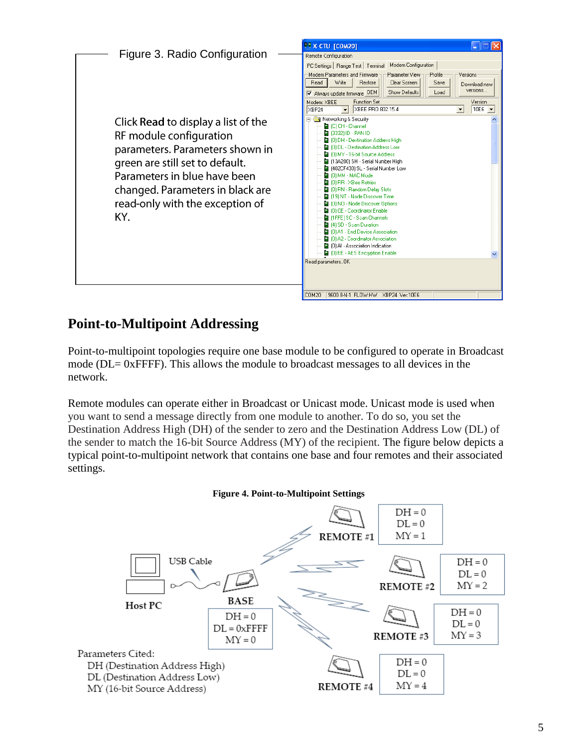Figure 3. Radio Configuration

Click **Read** to display a list of the RF module configuration parameters. Parameters shown in green are still set to default. Parameters in blue have been changed. Parameters in black are read-only with the exception of KY.

## Point-to-Multipoint Addressing

Point-to-multipoint topologies require one base module to be configured to operate in Broadcast mode (DL= 0xFFFF). This allows the module to broadcast messages to all devices in the network.

Remote modules can operate either in Broadcast or Unicast mode. Unicast mode is used when you want to send a message directly from one module to another. To do so, you set the Destination Address High (DH) of the sender to zero and the Destination Address Low (DL) of the sender to match the 16-bit Source Address (MY) of the recipient. The figure below depicts a typical point-to-multipoint network that contains one base and four remotes and their associated settings.

**Figure 4. Point-to-Multipoint Settings**

| Device | DH | DL | MY |
|---|---|---|---|
| BASE | 0 | 0xFFFF | 0 |
| REMOTE #1 | 0 | 0 | 1 |
| REMOTE #2 | 0 | 0 | 2 |
| REMOTE #3 | 0 | 0 | 3 |
| REMOTE #4 | 0 | 0 | 4 |

Host PC — USB Cable — BASE

Parameters Cited:
- DH (Destination Address High)
- DL (Destination Address Low)
- MY (16-bit Source Address)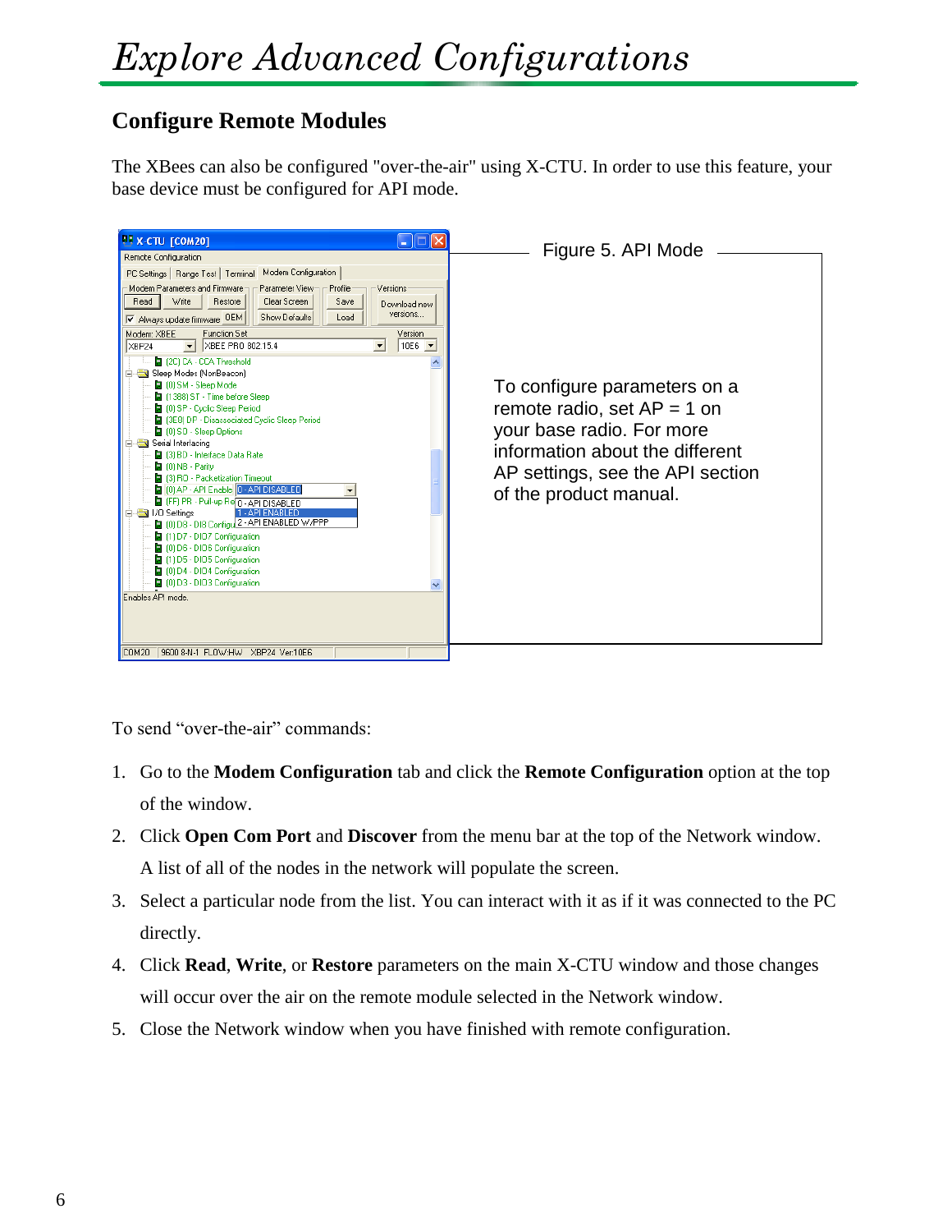# Explore Advanced Configurations

## Configure Remote Modules

The XBees can also be configured "over-the-air" using X-CTU. In order to use this feature, your base device must be configured for API mode.

Figure 5. API Mode

To configure parameters on a remote radio, set AP = 1 on your base radio. For more information about the different AP settings, see the API section of the product manual.

To send "over-the-air" commands:

1. Go to the **Modem Configuration** tab and click the **Remote Configuration** option at the top of the window.
2. Click **Open Com Port** and **Discover** from the menu bar at the top of the Network window. A list of all of the nodes in the network will populate the screen.
3. Select a particular node from the list. You can interact with it as if it was connected to the PC directly.
4. Click **Read**, **Write**, or **Restore** parameters on the main X-CTU window and those changes will occur over the air on the remote module selected in the Network window.
5. Close the Network window when you have finished with remote configuration.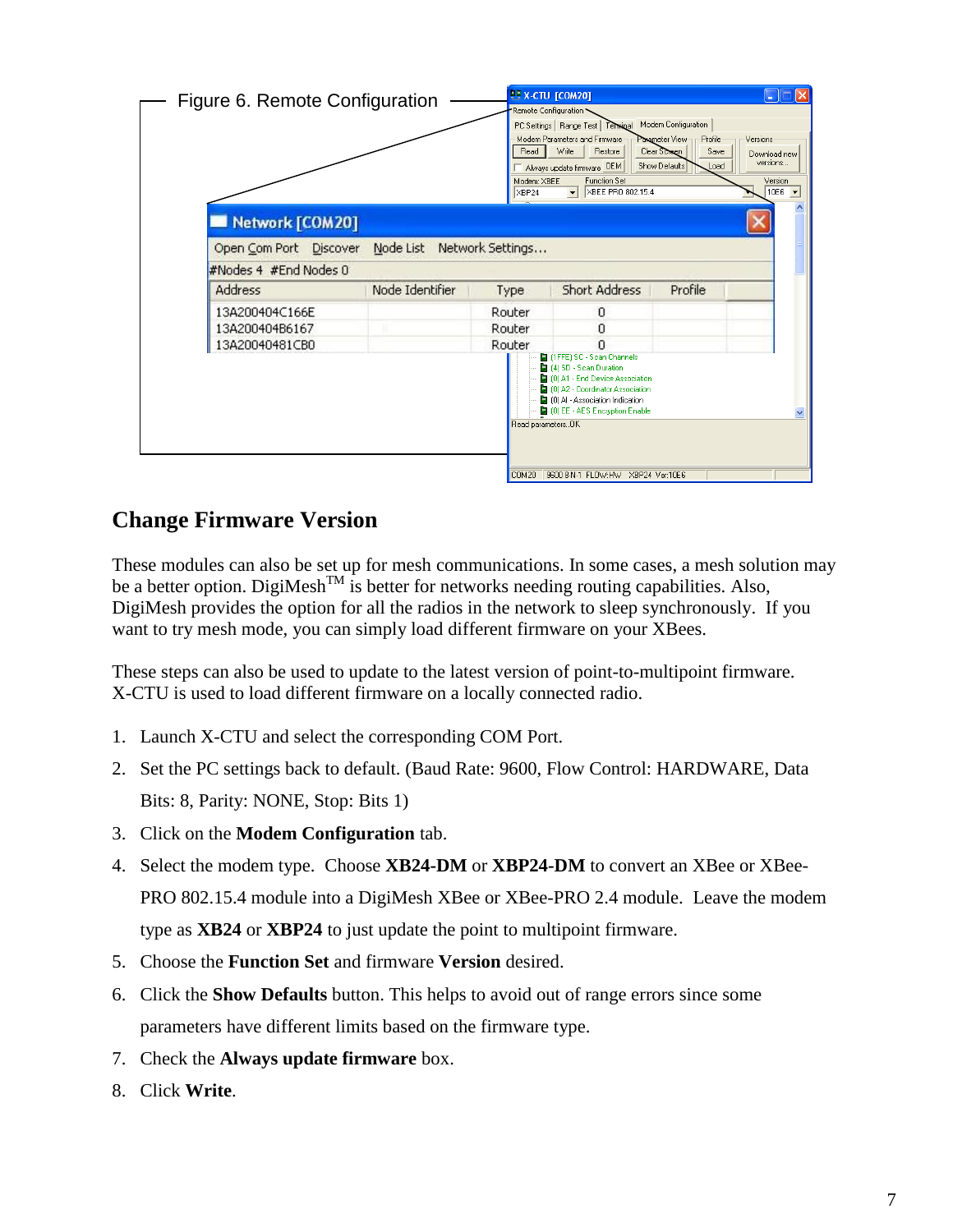Figure 6. Remote Configuration

## Change Firmware Version

These modules can also be set up for mesh communications. In some cases, a mesh solution may be a better option. DigiMesh™ is better for networks needing routing capabilities. Also, DigiMesh provides the option for all the radios in the network to sleep synchronously. If you want to try mesh mode, you can simply load different firmware on your XBees.

These steps can also be used to update to the latest version of point-to-multipoint firmware. X-CTU is used to load different firmware on a locally connected radio.

1. Launch X-CTU and select the corresponding COM Port.
2. Set the PC settings back to default. (Baud Rate: 9600, Flow Control: HARDWARE, Data Bits: 8, Parity: NONE, Stop: Bits 1)
3. Click on the **Modem Configuration** tab.
4. Select the modem type. Choose **XB24-DM** or **XBP24-DM** to convert an XBee or XBee-PRO 802.15.4 module into a DigiMesh XBee or XBee-PRO 2.4 module. Leave the modem type as **XB24** or **XBP24** to just update the point to multipoint firmware.
5. Choose the **Function Set** and firmware **Version** desired.
6. Click the **Show Defaults** button. This helps to avoid out of range errors since some parameters have different limits based on the firmware type.
7. Check the **Always update firmware** box.
8. Click **Write**.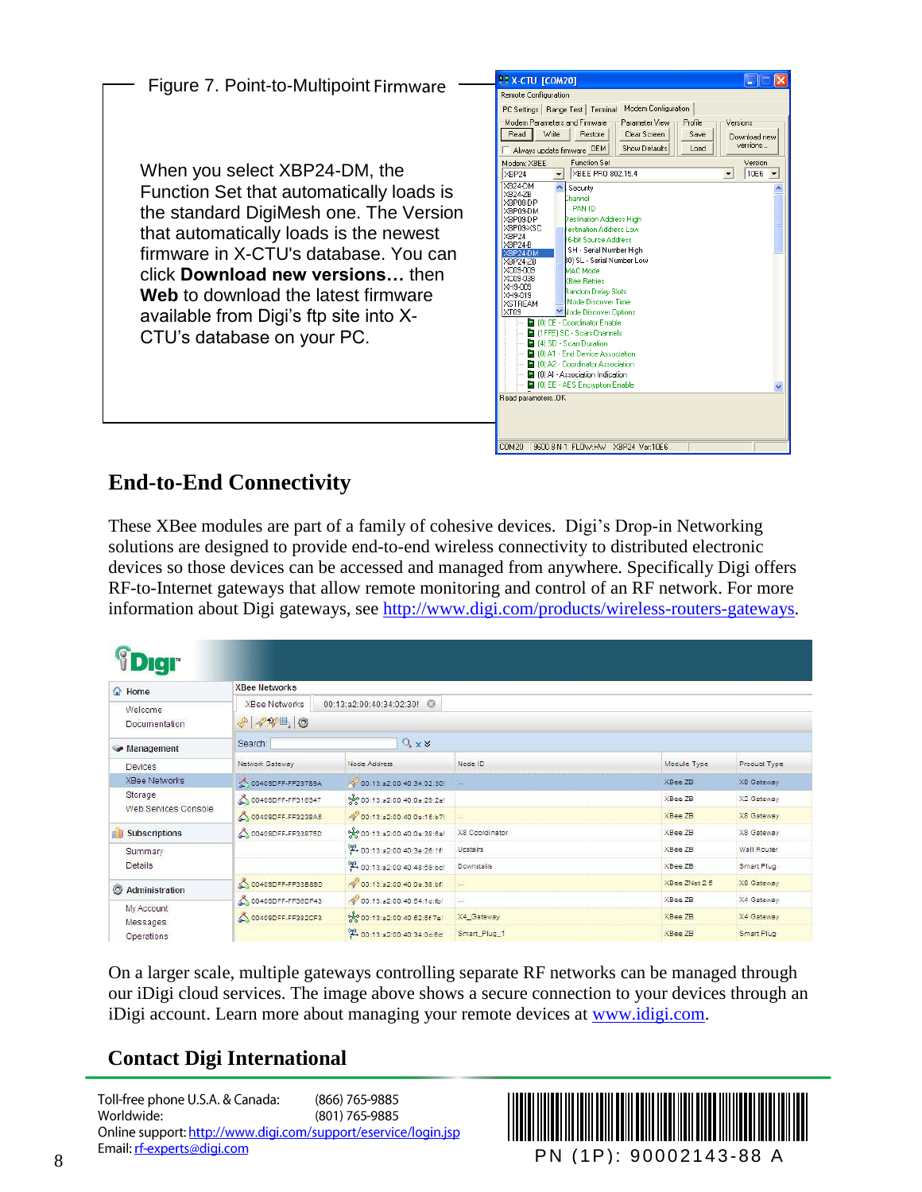Figure 7. Point-to-Multipoint Firmware

When you select XBP24-DM, the Function Set that automatically loads is the standard DigiMesh one. The Version that automatically loads is the newest firmware in X-CTU's database. You can click **Download new versions…** then **Web** to download the latest firmware available from Digi's ftp site into X-CTU's database on your PC.

## End-to-End Connectivity

These XBee modules are part of a family of cohesive devices. Digi's Drop-in Networking solutions are designed to provide end-to-end wireless connectivity to distributed electronic devices so those devices can be accessed and managed from anywhere. Specifically Digi offers RF-to-Internet gateways that allow remote monitoring and control of an RF network. For more information about Digi gateways, see http://www.digi.com/products/wireless-routers-gateways.

On a larger scale, multiple gateways controlling separate RF networks can be managed through our iDigi cloud services. The image above shows a secure connection to your devices through an iDigi account. Learn more about managing your remote devices at www.idigi.com.

## Contact Digi International

Toll-free phone U.S.A. & Canada: (866) 765-9885
Worldwide: (801) 765-9885
Online support: http://www.digi.com/support/eservice/login.jsp
Email: rf-experts@digi.com

PN (1P): 90002143-88 A